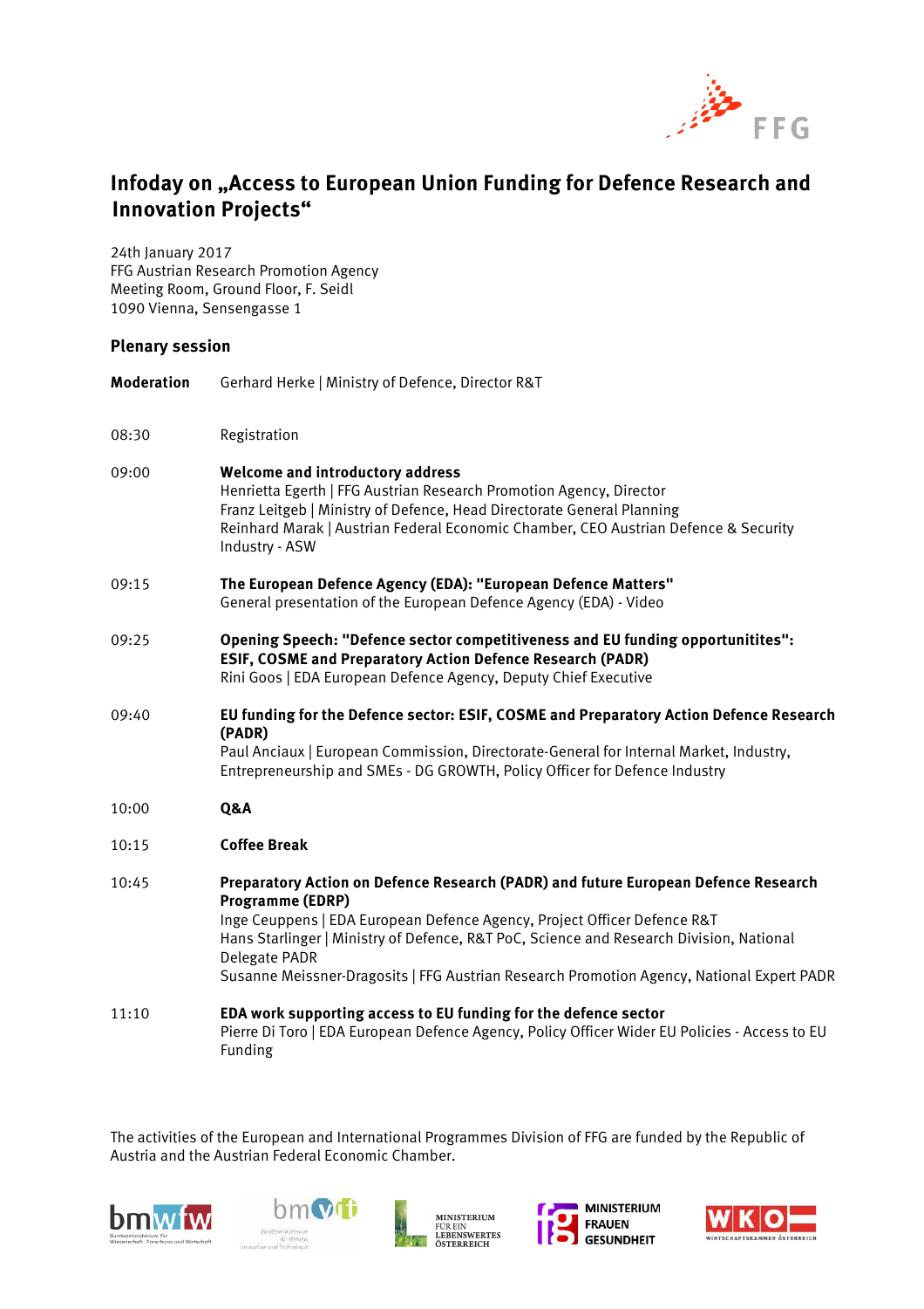# Infoday on „Access to European Union Funding for Defence Research and Innovation Projects“

24th January 2017
FFG Austrian Research Promotion Agency
Meeting Room, Ground Floor, F. Seidl
1090 Vienna, Sensengasse 1

## Plenary session

| | |
|---|---|
| **Moderation** | Gerhard Herke \| Ministry of Defence, Director R&T |
| 08:30 | Registration |
| 09:00 | **Welcome and introductory address**<br>Henrietta Egerth \| FFG Austrian Research Promotion Agency, Director<br>Franz Leitgeb \| Ministry of Defence, Head Directorate General Planning<br>Reinhard Marak \| Austrian Federal Economic Chamber, CEO Austrian Defence & Security Industry - ASW |
| 09:15 | **The European Defence Agency (EDA): "European Defence Matters"**<br>General presentation of the European Defence Agency (EDA) - Video |
| 09:25 | **Opening Speech: "Defence sector competitiveness and EU funding opportunitites": ESIF, COSME and Preparatory Action Defence Research (PADR)**<br>Rini Goos \| EDA European Defence Agency, Deputy Chief Executive |
| 09:40 | **EU funding for the Defence sector: ESIF, COSME and Preparatory Action Defence Research (PADR)**<br>Paul Anciaux \| European Commission, Directorate-General for Internal Market, Industry, Entrepreneurship and SMEs - DG GROWTH, Policy Officer for Defence Industry |
| 10:00 | **Q&A** |
| 10:15 | **Coffee Break** |
| 10:45 | **Preparatory Action on Defence Research (PADR) and future European Defence Research Programme (EDRP)**<br>Inge Ceuppens \| EDA European Defence Agency, Project Officer Defence R&T<br>Hans Starlinger \| Ministry of Defence, R&T PoC, Science and Research Division, National Delegate PADR<br>Susanne Meissner-Dragosits \| FFG Austrian Research Promotion Agency, National Expert PADR |
| 11:10 | **EDA work supporting access to EU funding for the defence sector**<br>Pierre Di Toro \| EDA European Defence Agency, Policy Officer Wider EU Policies - Access to EU Funding |

The activities of the European and International Programmes Division of FFG are funded by the Republic of Austria and the Austrian Federal Economic Chamber.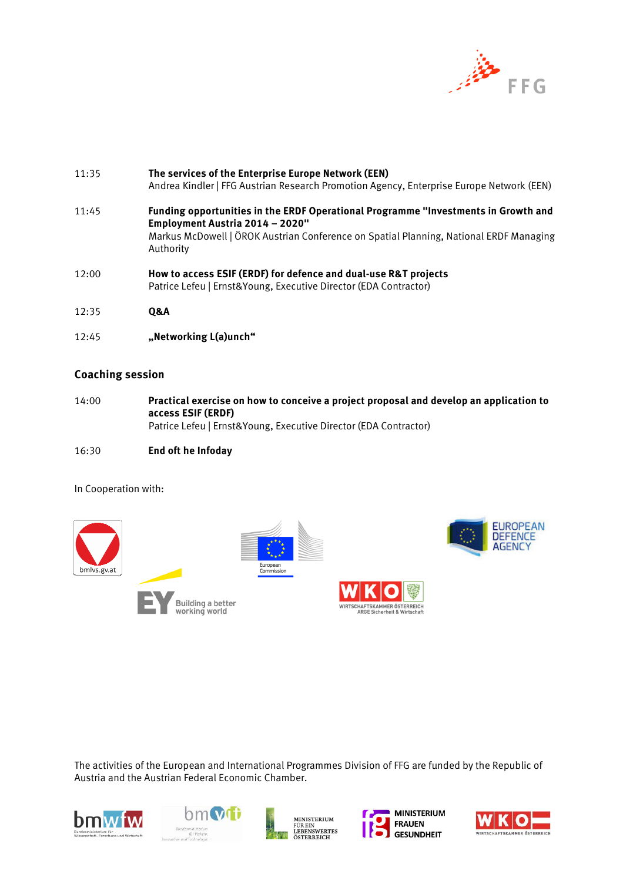11:35 **The services of the Enterprise Europe Network (EEN)**
Andrea Kindler | FFG Austrian Research Promotion Agency, Enterprise Europe Network (EEN)

11:45 **Funding opportunities in the ERDF Operational Programme "Investments in Growth and Employment Austria 2014 – 2020"**
Markus McDowell | ÖROK Austrian Conference on Spatial Planning, National ERDF Managing Authority

12:00 **How to access ESIF (ERDF) for defence and dual-use R&T projects**
Patrice Lefeu | Ernst&Young, Executive Director (EDA Contractor)

12:35 **Q&A**

12:45 **„Networking L(a)unch“**

## Coaching session

14:00 **Practical exercise on how to conceive a project proposal and develop an application to access ESIF (ERDF)**
Patrice Lefeu | Ernst&Young, Executive Director (EDA Contractor)

16:30 **End oft he Infoday**

In Cooperation with:

The activities of the European and International Programmes Division of FFG are funded by the Republic of Austria and the Austrian Federal Economic Chamber.